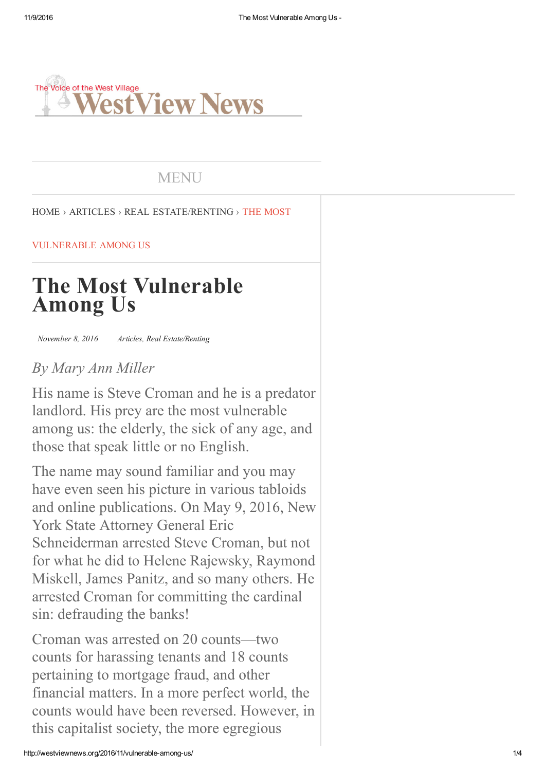The Voice of the West Village
WestView News

MENU

HOME › ARTICLES › REAL ESTATE/RENTING › THE MOST VULNERABLE AMONG US

# The Most Vulnerable Among Us

*November 8, 2016* *Articles, Real Estate/Renting*

*By Mary Ann Miller*

His name is Steve Croman and he is a predator landlord. His prey are the most vulnerable among us: the elderly, the sick of any age, and those that speak little or no English.

The name may sound familiar and you may have even seen his picture in various tabloids and online publications. On May 9, 2016, New York State Attorney General Eric Schneiderman arrested Steve Croman, but not for what he did to Helene Rajewsky, Raymond Miskell, James Panitz, and so many others. He arrested Croman for committing the cardinal sin: defrauding the banks!

Croman was arrested on 20 counts—two counts for harassing tenants and 18 counts pertaining to mortgage fraud, and other financial matters. In a more perfect world, the counts would have been reversed. However, in this capitalist society, the more egregious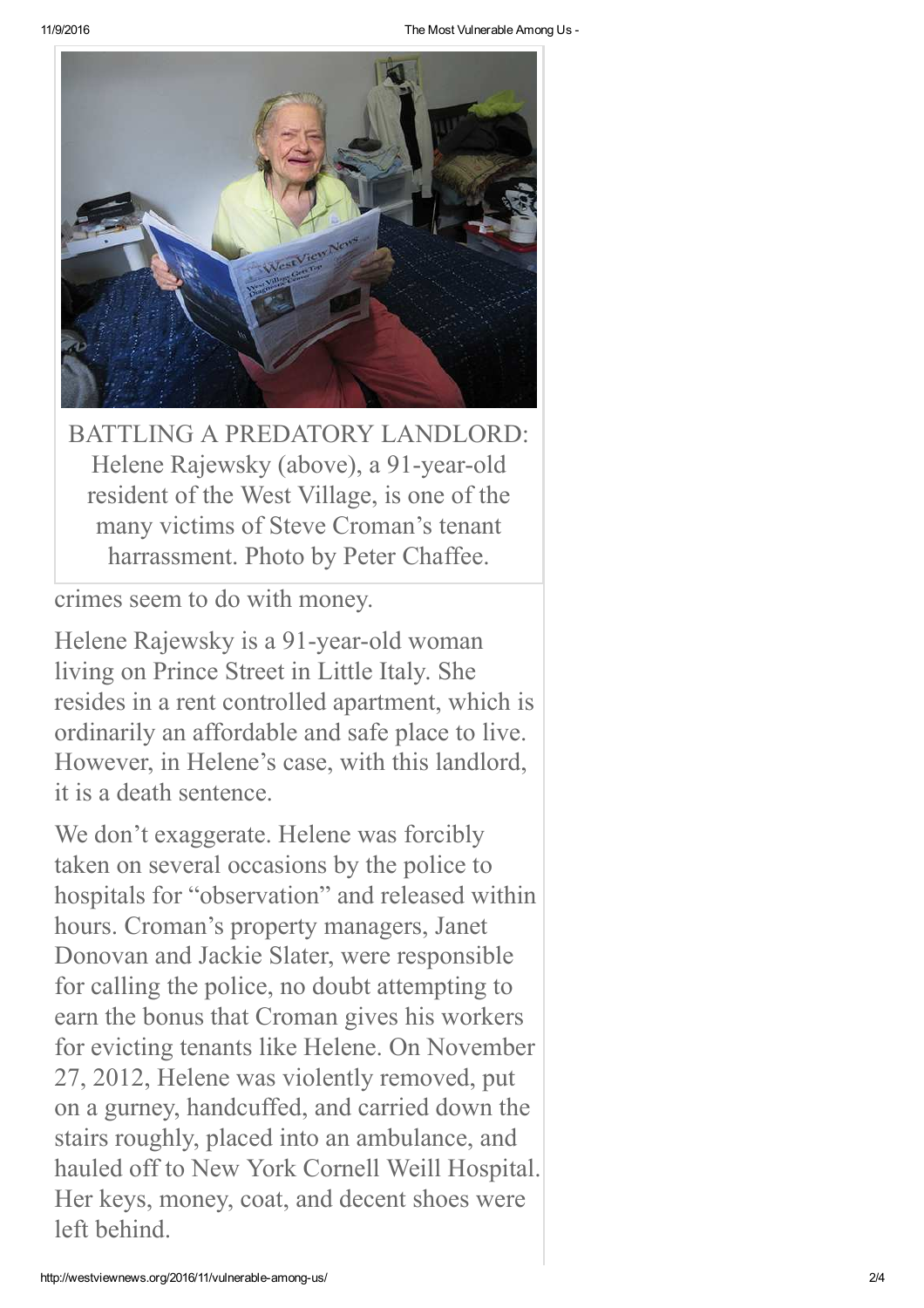BATTLING A PREDATORY LANDLORD: Helene Rajewsky (above), a 91-year-old resident of the West Village, is one of the many victims of Steve Croman's tenant harrassment. Photo by Peter Chaffee.

crimes seem to do with money.

Helene Rajewsky is a 91-year-old woman living on Prince Street in Little Italy. She resides in a rent controlled apartment, which is ordinarily an affordable and safe place to live. However, in Helene's case, with this landlord, it is a death sentence.

We don't exaggerate. Helene was forcibly taken on several occasions by the police to hospitals for "observation" and released within hours. Croman's property managers, Janet Donovan and Jackie Slater, were responsible for calling the police, no doubt attempting to earn the bonus that Croman gives his workers for evicting tenants like Helene. On November 27, 2012, Helene was violently removed, put on a gurney, handcuffed, and carried down the stairs roughly, placed into an ambulance, and hauled off to New York Cornell Weill Hospital. Her keys, money, coat, and decent shoes were left behind.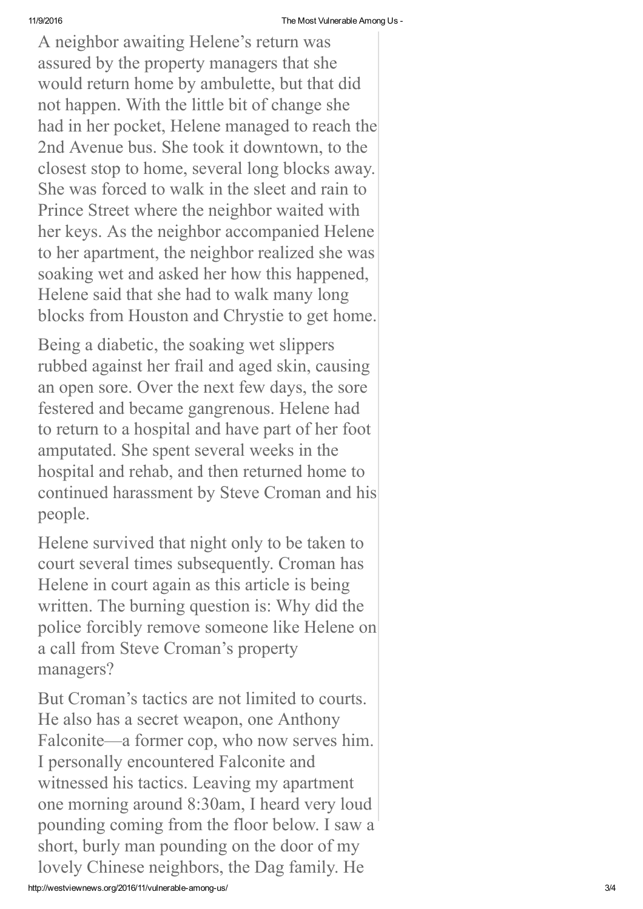A neighbor awaiting Helene's return was assured by the property managers that she would return home by ambulette, but that did not happen. With the little bit of change she had in her pocket, Helene managed to reach the 2nd Avenue bus. She took it downtown, to the closest stop to home, several long blocks away. She was forced to walk in the sleet and rain to Prince Street where the neighbor waited with her keys. As the neighbor accompanied Helene to her apartment, the neighbor realized she was soaking wet and asked her how this happened, Helene said that she had to walk many long blocks from Houston and Chrystie to get home.

Being a diabetic, the soaking wet slippers rubbed against her frail and aged skin, causing an open sore. Over the next few days, the sore festered and became gangrenous. Helene had to return to a hospital and have part of her foot amputated. She spent several weeks in the hospital and rehab, and then returned home to continued harassment by Steve Croman and his people.

Helene survived that night only to be taken to court several times subsequently. Croman has Helene in court again as this article is being written. The burning question is: Why did the police forcibly remove someone like Helene on a call from Steve Croman's property managers?

But Croman's tactics are not limited to courts. He also has a secret weapon, one Anthony Falconite—a former cop, who now serves him. I personally encountered Falconite and witnessed his tactics. Leaving my apartment one morning around 8:30am, I heard very loud pounding coming from the floor below. I saw a short, burly man pounding on the door of my lovely Chinese neighbors, the Dag family. He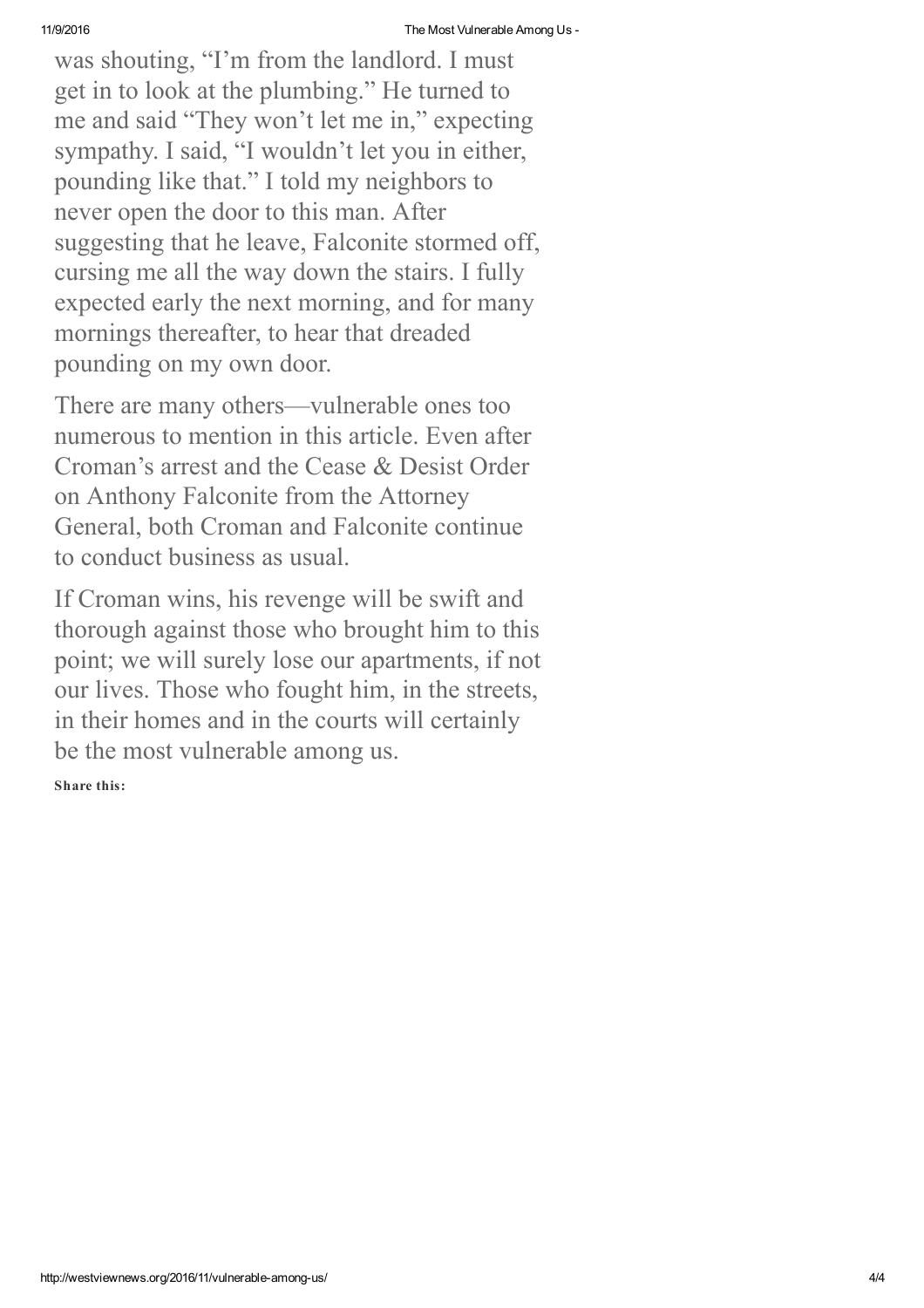was shouting, "I'm from the landlord. I must get in to look at the plumbing." He turned to me and said "They won't let me in," expecting sympathy. I said, "I wouldn't let you in either, pounding like that." I told my neighbors to never open the door to this man. After suggesting that he leave, Falconite stormed off, cursing me all the way down the stairs. I fully expected early the next morning, and for many mornings thereafter, to hear that dreaded pounding on my own door.

There are many others—vulnerable ones too numerous to mention in this article. Even after Croman's arrest and the Cease & Desist Order on Anthony Falconite from the Attorney General, both Croman and Falconite continue to conduct business as usual.

If Croman wins, his revenge will be swift and thorough against those who brought him to this point; we will surely lose our apartments, if not our lives. Those who fought him, in the streets, in their homes and in the courts will certainly be the most vulnerable among us.

**Share this:**